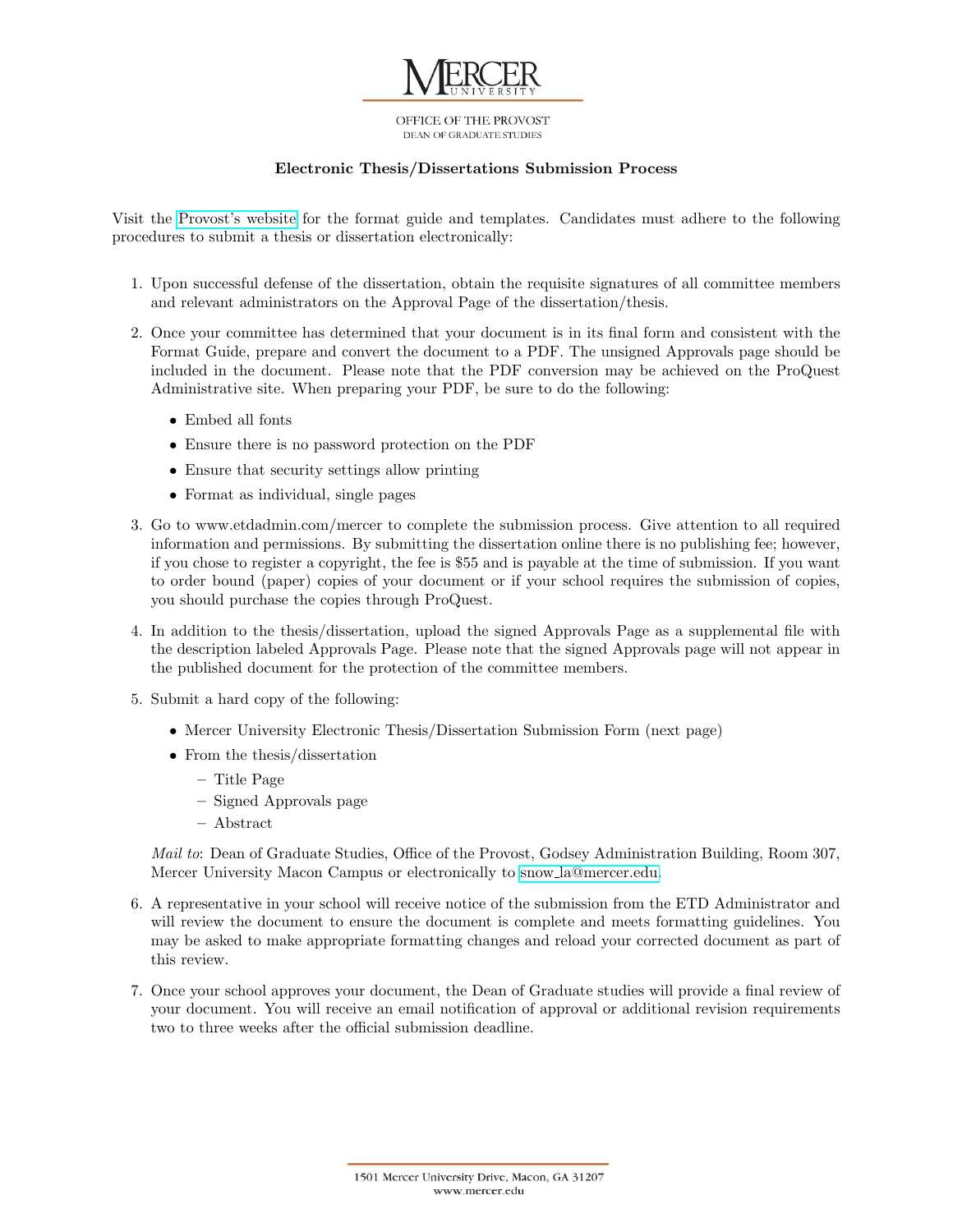MERCER UNIVERSITY

OFFICE OF THE PROVOST
DEAN OF GRADUATE STUDIES

## Electronic Thesis/Dissertations Submission Process

Visit the Provost's website for the format guide and templates. Candidates must adhere to the following procedures to submit a thesis or dissertation electronically:

1. Upon successful defense of the dissertation, obtain the requisite signatures of all committee members and relevant administrators on the Approval Page of the dissertation/thesis.

2. Once your committee has determined that your document is in its final form and consistent with the Format Guide, prepare and convert the document to a PDF. The unsigned Approvals page should be included in the document. Please note that the PDF conversion may be achieved on the ProQuest Administrative site. When preparing your PDF, be sure to do the following:

   - Embed all fonts
   - Ensure there is no password protection on the PDF
   - Ensure that security settings allow printing
   - Format as individual, single pages

3. Go to www.etdadmin.com/mercer to complete the submission process. Give attention to all required information and permissions. By submitting the dissertation online there is no publishing fee; however, if you chose to register a copyright, the fee is $55 and is payable at the time of submission. If you want to order bound (paper) copies of your document or if your school requires the submission of copies, you should purchase the copies through ProQuest.

4. In addition to the thesis/dissertation, upload the signed Approvals Page as a supplemental file with the description labeled Approvals Page. Please note that the signed Approvals page will not appear in the published document for the protection of the committee members.

5. Submit a hard copy of the following:

   - Mercer University Electronic Thesis/Dissertation Submission Form (next page)
   - From the thesis/dissertation
     - Title Page
     - Signed Approvals page
     - Abstract

   *Mail to*: Dean of Graduate Studies, Office of the Provost, Godsey Administration Building, Room 307, Mercer University Macon Campus or electronically to snow_la@mercer.edu.

6. A representative in your school will receive notice of the submission from the ETD Administrator and will review the document to ensure the document is complete and meets formatting guidelines. You may be asked to make appropriate formatting changes and reload your corrected document as part of this review.

7. Once your school approves your document, the Dean of Graduate studies will provide a final review of your document. You will receive an email notification of approval or additional revision requirements two to three weeks after the official submission deadline.

1501 Mercer University Drive, Macon, GA 31207
www.mercer.edu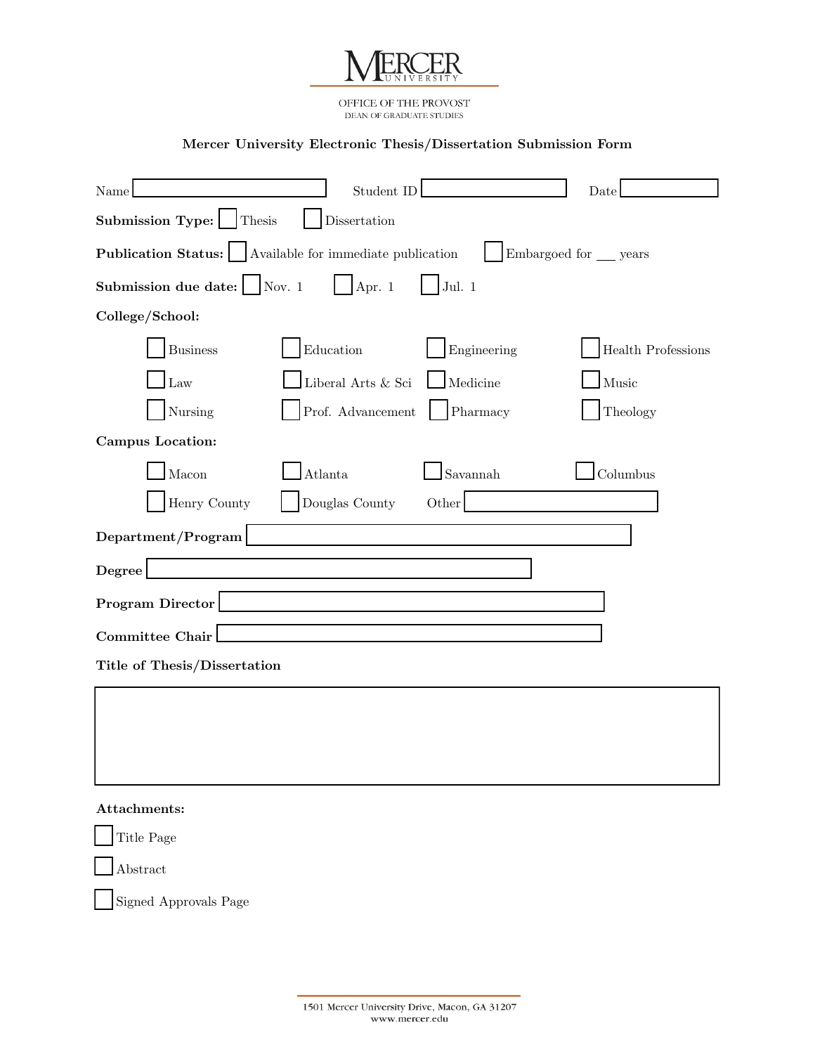MERCER UNIVERSITY

OFFICE OF THE PROVOST
DEAN OF GRADUATE STUDIES

## Mercer University Electronic Thesis/Dissertation Submission Form

Name ☐ Student ID ☐ Date ☐

**Submission Type:** ☐ Thesis ☐ Dissertation

**Publication Status:** ☐ Available for immediate publication ☐ Embargoed for ___ years

**Submission due date:** ☐ Nov. 1 ☐ Apr. 1 ☐ Jul. 1

**College/School:**

| | | | |
|---|---|---|---|
| ☐ Business | ☐ Education | ☐ Engineering | ☐ Health Professions |
| ☐ Law | ☐ Liberal Arts & Sci | ☐ Medicine | ☐ Music |
| ☐ Nursing | ☐ Prof. Advancement | ☐ Pharmacy | ☐ Theology |

**Campus Location:**

| | | | |
|---|---|---|---|
| ☐ Macon | ☐ Atlanta | ☐ Savannah | ☐ Columbus |
| ☐ Henry County | ☐ Douglas County | Other ☐ | |

**Department/Program** ☐

**Degree** ☐

**Program Director** ☐

**Committee Chair** ☐

**Title of Thesis/Dissertation**

☐

**Attachments:**

☐ Title Page

☐ Abstract

☐ Signed Approvals Page

1501 Mercer University Drive, Macon, GA 31207
www.mercer.edu